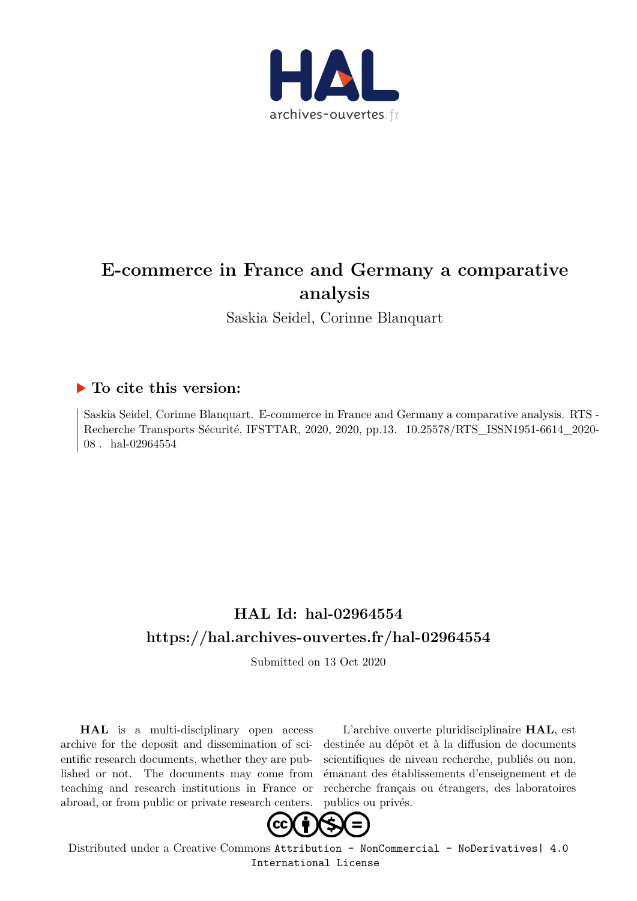# E-commerce in France and Germany a comparative analysis

Saskia Seidel, Corinne Blanquart

## ▶ To cite this version:

Saskia Seidel, Corinne Blanquart. E-commerce in France and Germany a comparative analysis. RTS - Recherche Transports Sécurité, IFSTTAR, 2020, 2020, pp.13. 10.25578/RTS_ISSN1951-6614_2020-08 . hal-02964554

## HAL Id: hal-02964554
## https://hal.archives-ouvertes.fr/hal-02964554

Submitted on 13 Oct 2020

**HAL** is a multi-disciplinary open access archive for the deposit and dissemination of scientific research documents, whether they are published or not. The documents may come from teaching and research institutions in France or abroad, or from public or private research centers.

L'archive ouverte pluridisciplinaire **HAL**, est destinée au dépôt et à la diffusion de documents scientifiques de niveau recherche, publiés ou non, émanant des établissements d'enseignement et de recherche français ou étrangers, des laboratoires publics ou privés.

Distributed under a Creative Commons Attribution - NonCommercial - NoDerivatives| 4.0 International License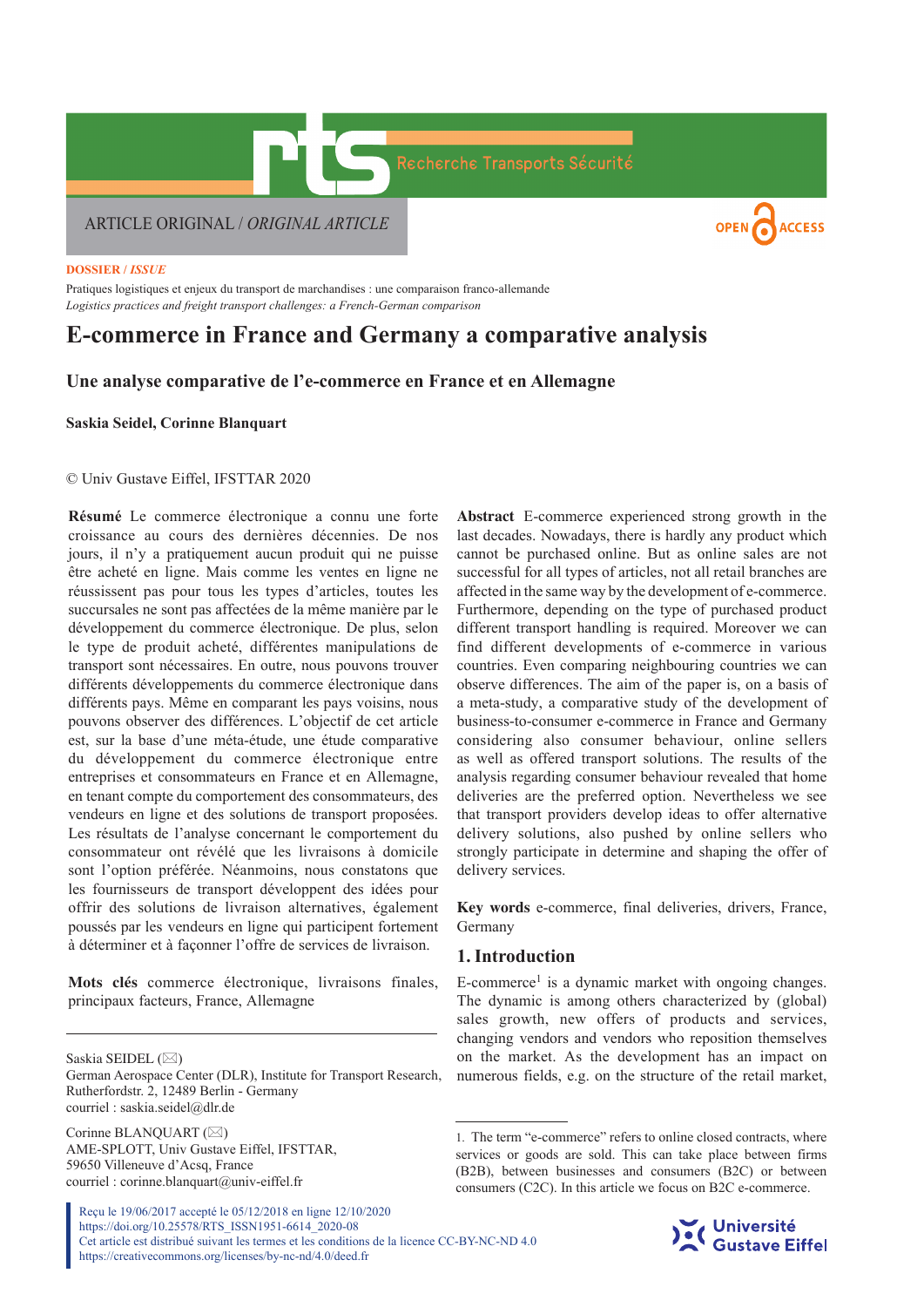ARTICLE ORIGINAL / *ORIGINAL ARTICLE*

**DOSSIER / *ISSUE***

Pratiques logistiques et enjeux du transport de marchandises : une comparaison franco-allemande

*Logistics practices and freight transport challenges: a French-German comparison*

# E-commerce in France and Germany a comparative analysis

## Une analyse comparative de l'e-commerce en France et en Allemagne

**Saskia Seidel, Corinne Blanquart**

© Univ Gustave Eiffel, IFSTTAR 2020

**Résumé** Le commerce électronique a connu une forte croissance au cours des dernières décennies. De nos jours, il n'y a pratiquement aucun produit qui ne puisse être acheté en ligne. Mais comme les ventes en ligne ne réussissent pas pour tous les types d'articles, toutes les succursales ne sont pas affectées de la même manière par le développement du commerce électronique. De plus, selon le type de produit acheté, différentes manipulations de transport sont nécessaires. En outre, nous pouvons trouver différents développements du commerce électronique dans différents pays. Même en comparant les pays voisins, nous pouvons observer des différences. L'objectif de cet article est, sur la base d'une méta-étude, une étude comparative du développement du commerce électronique entre entreprises et consommateurs en France et en Allemagne, en tenant compte du comportement des consommateurs, des vendeurs en ligne et des solutions de transport proposées. Les résultats de l'analyse concernant le comportement du consommateur ont révélé que les livraisons à domicile sont l'option préférée. Néanmoins, nous constatons que les fournisseurs de transport développent des idées pour offrir des solutions de livraison alternatives, également poussés par les vendeurs en ligne qui participent fortement à déterminer et à façonner l'offre de services de livraison.

**Mots clés** commerce électronique, livraisons finales, principaux facteurs, France, Allemagne

Saskia SEIDEL (✉)
German Aerospace Center (DLR), Institute for Transport Research, Rutherfordstr. 2, 12489 Berlin - Germany
courriel : saskia.seidel@dlr.de

Corinne BLANQUART (✉)
AME-SPLOTT, Univ Gustave Eiffel, IFSTTAR, 59650 Villeneuve d'Acsq, France
courriel : corinne.blanquart@univ-eiffel.fr

**Abstract** E-commerce experienced strong growth in the last decades. Nowadays, there is hardly any product which cannot be purchased online. But as online sales are not successful for all types of articles, not all retail branches are affected in the same way by the development of e-commerce. Furthermore, depending on the type of purchased product different transport handling is required. Moreover we can find different developments of e-commerce in various countries. Even comparing neighbouring countries we can observe differences. The aim of the paper is, on a basis of a meta-study, a comparative study of the development of business-to-consumer e-commerce in France and Germany considering also consumer behaviour, online sellers as well as offered transport solutions. The results of the analysis regarding consumer behaviour revealed that home deliveries are the preferred option. Nevertheless we see that transport providers develop ideas to offer alternative delivery solutions, also pushed by online sellers who strongly participate in determine and shaping the offer of delivery services.

**Key words** e-commerce, final deliveries, drivers, France, Germany

## 1. Introduction

E-commerce[1] is a dynamic market with ongoing changes. The dynamic is among others characterized by (global) sales growth, new offers of products and services, changing vendors and vendors who reposition themselves on the market. As the development has an impact on numerous fields, e.g. on the structure of the retail market,

1. The term "e-commerce" refers to online closed contracts, where services or goods are sold. This can take place between firms (B2B), between businesses and consumers (B2C) or between consumers (C2C). In this article we focus on B2C e-commerce.

Reçu le 19/06/2017 accepté le 05/12/2018 en ligne 12/10/2020
https://doi.org/10.25578/RTS_ISSN1951-6614_2020-08
Cet article est distribué suivant les termes et les conditions de la licence CC-BY-NC-ND 4.0
https://creativecommons.org/licenses/by-nc-nd/4.0/deed.fr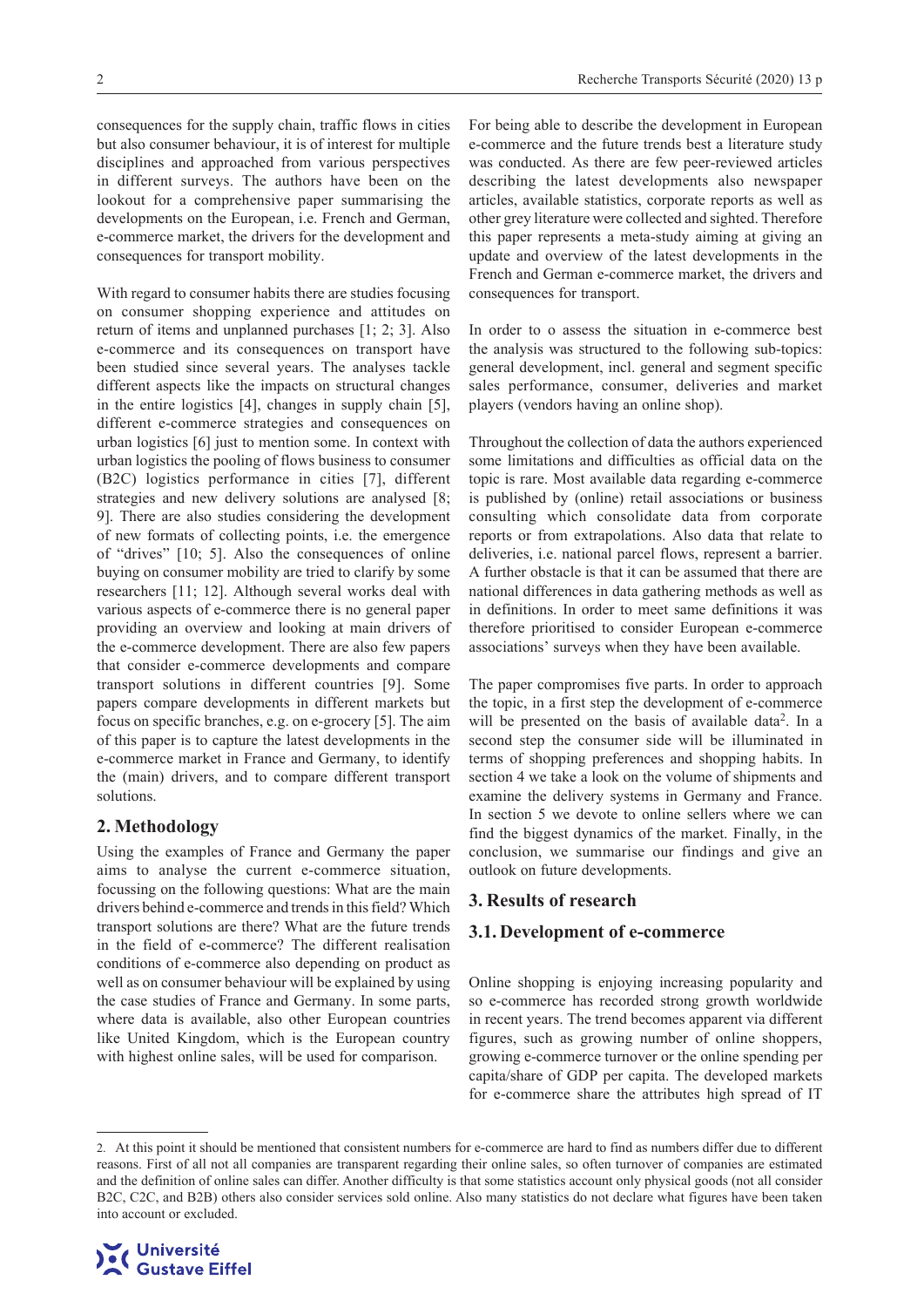consequences for the supply chain, traffic flows in cities but also consumer behaviour, it is of interest for multiple disciplines and approached from various perspectives in different surveys. The authors have been on the lookout for a comprehensive paper summarising the developments on the European, i.e. French and German, e-commerce market, the drivers for the development and consequences for transport mobility.

With regard to consumer habits there are studies focusing on consumer shopping experience and attitudes on return of items and unplanned purchases [1; 2; 3]. Also e-commerce and its consequences on transport have been studied since several years. The analyses tackle different aspects like the impacts on structural changes in the entire logistics [4], changes in supply chain [5], different e-commerce strategies and consequences on urban logistics [6] just to mention some. In context with urban logistics the pooling of flows business to consumer (B2C) logistics performance in cities [7], different strategies and new delivery solutions are analysed [8; 9]. There are also studies considering the development of new formats of collecting points, i.e. the emergence of "drives" [10; 5]. Also the consequences of online buying on consumer mobility are tried to clarify by some researchers [11; 12]. Although several works deal with various aspects of e-commerce there is no general paper providing an overview and looking at main drivers of the e-commerce development. There are also few papers that consider e-commerce developments and compare transport solutions in different countries [9]. Some papers compare developments in different markets but focus on specific branches, e.g. on e-grocery [5]. The aim of this paper is to capture the latest developments in the e-commerce market in France and Germany, to identify the (main) drivers, and to compare different transport solutions.

## 2. Methodology

Using the examples of France and Germany the paper aims to analyse the current e-commerce situation, focussing on the following questions: What are the main drivers behind e-commerce and trends in this field? Which transport solutions are there? What are the future trends in the field of e-commerce? The different realisation conditions of e-commerce also depending on product as well as on consumer behaviour will be explained by using the case studies of France and Germany. In some parts, where data is available, also other European countries like United Kingdom, which is the European country with highest online sales, will be used for comparison.

For being able to describe the development in European e-commerce and the future trends best a literature study was conducted. As there are few peer-reviewed articles describing the latest developments also newspaper articles, available statistics, corporate reports as well as other grey literature were collected and sighted. Therefore this paper represents a meta-study aiming at giving an update and overview of the latest developments in the French and German e-commerce market, the drivers and consequences for transport.

In order to o assess the situation in e-commerce best the analysis was structured to the following sub-topics: general development, incl. general and segment specific sales performance, consumer, deliveries and market players (vendors having an online shop).

Throughout the collection of data the authors experienced some limitations and difficulties as official data on the topic is rare. Most available data regarding e-commerce is published by (online) retail associations or business consulting which consolidate data from corporate reports or from extrapolations. Also data that relate to deliveries, i.e. national parcel flows, represent a barrier. A further obstacle is that it can be assumed that there are national differences in data gathering methods as well as in definitions. In order to meet same definitions it was therefore prioritised to consider European e-commerce associations' surveys when they have been available.

The paper compromises five parts. In order to approach the topic, in a first step the development of e-commerce will be presented on the basis of available data[2]. In a second step the consumer side will be illuminated in terms of shopping preferences and shopping habits. In section 4 we take a look on the volume of shipments and examine the delivery systems in Germany and France. In section 5 we devote to online sellers where we can find the biggest dynamics of the market. Finally, in the conclusion, we summarise our findings and give an outlook on future developments.

## 3. Results of research

### 3.1. Development of e-commerce

Online shopping is enjoying increasing popularity and so e-commerce has recorded strong growth worldwide in recent years. The trend becomes apparent via different figures, such as growing number of online shoppers, growing e-commerce turnover or the online spending per capita/share of GDP per capita. The developed markets for e-commerce share the attributes high spread of IT

2. At this point it should be mentioned that consistent numbers for e-commerce are hard to find as numbers differ due to different reasons. First of all not all companies are transparent regarding their online sales, so often turnover of companies are estimated and the definition of online sales can differ. Another difficulty is that some statistics account only physical goods (not all consider B2C, C2C, and B2B) others also consider services sold online. Also many statistics do not declare what figures have been taken into account or excluded.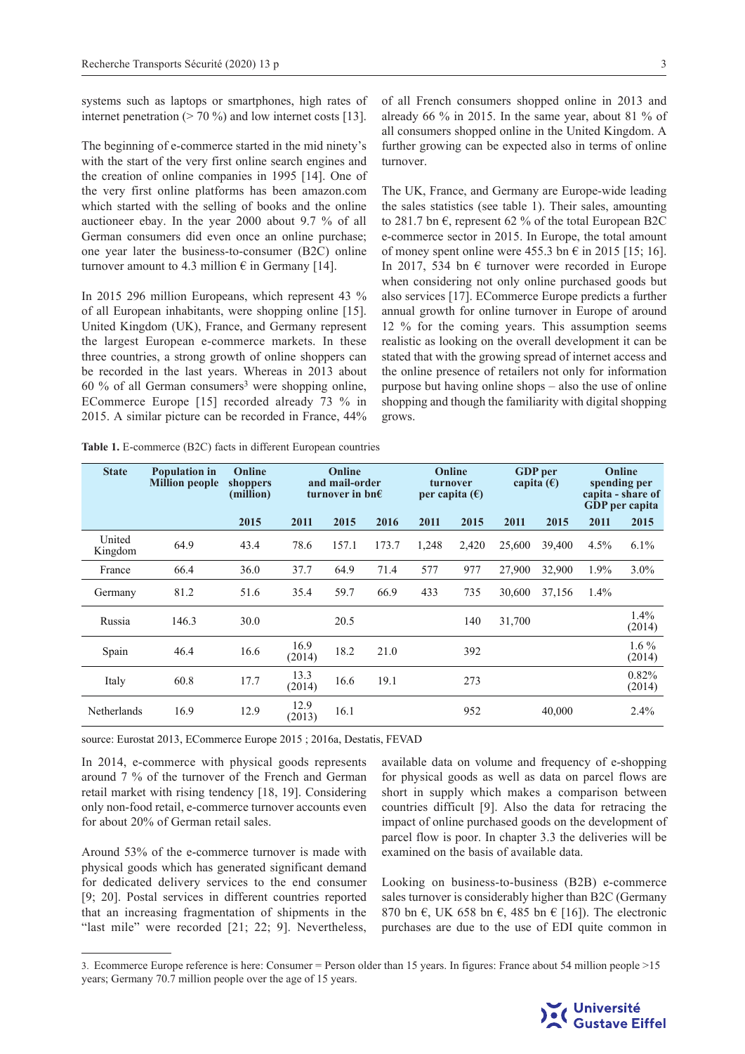systems such as laptops or smartphones, high rates of internet penetration (> 70 %) and low internet costs [13].

The beginning of e-commerce started in the mid ninety's with the start of the very first online search engines and the creation of online companies in 1995 [14]. One of the very first online platforms has been amazon.com which started with the selling of books and the online auctioneer ebay. In the year 2000 about 9.7 % of all German consumers did even once an online purchase; one year later the business-to-consumer (B2C) online turnover amount to 4.3 million € in Germany [14].

In 2015 296 million Europeans, which represent 43 % of all European inhabitants, were shopping online [15]. United Kingdom (UK), France, and Germany represent the largest European e-commerce markets. In these three countries, a strong growth of online shoppers can be recorded in the last years. Whereas in 2013 about 60 % of all German consumers[3] were shopping online, ECommerce Europe [15] recorded already 73 % in 2015. A similar picture can be recorded in France, 44% of all French consumers shopped online in 2013 and already 66 % in 2015. In the same year, about 81 % of all consumers shopped online in the United Kingdom. A further growing can be expected also in terms of online turnover.

The UK, France, and Germany are Europe-wide leading the sales statistics (see table 1). Their sales, amounting to 281.7 bn €, represent 62 % of the total European B2C e-commerce sector in 2015. In Europe, the total amount of money spent online were 455.3 bn € in 2015 [15; 16]. In 2017, 534 bn € turnover were recorded in Europe when considering not only online purchased goods but also services [17]. ECommerce Europe predicts a further annual growth for online turnover in Europe of around 12 % for the coming years. This assumption seems realistic as looking on the overall development it can be stated that with the growing spread of internet access and the online presence of retailers not only for information purpose but having online shops – also the use of online shopping and though the familiarity with digital shopping grows.

**Table 1.** E-commerce (B2C) facts in different European countries

| State | Population in Million people | Online shoppers (million) | Online and mail-order turnover in bn€ | | | Online turnover per capita (€) | | GDP per capita (€) | | Online spending per capita - share of GDP per capita | |
|---|---|---|---|---|---|---|---|---|---|---|---|
| | | 2015 | 2011 | 2015 | 2016 | 2011 | 2015 | 2011 | 2015 | 2011 | 2015 |
| United Kingdom | 64.9 | 43.4 | 78.6 | 157.1 | 173.7 | 1,248 | 2,420 | 25,600 | 39,400 | 4.5% | 6.1% |
| France | 66.4 | 36.0 | 37.7 | 64.9 | 71.4 | 577 | 977 | 27,900 | 32,900 | 1.9% | 3.0% |
| Germany | 81.2 | 51.6 | 35.4 | 59.7 | 66.9 | 433 | 735 | 30,600 | 37,156 | 1.4% | |
| Russia | 146.3 | 30.0 | | 20.5 | | | 140 | 31,700 | | | 1.4% (2014) |
| Spain | 46.4 | 16.6 | 16.9 (2014) | 18.2 | 21.0 | | 392 | | | | 1.6 % (2014) |
| Italy | 60.8 | 17.7 | 13.3 (2014) | 16.6 | 19.1 | | 273 | | | | 0.82% (2014) |
| Netherlands | 16.9 | 12.9 | 12.9 (2013) | 16.1 | | | 952 | | 40,000 | | 2.4% |

source: Eurostat 2013, ECommerce Europe 2015 ; 2016a, Destatis, FEVAD

In 2014, e-commerce with physical goods represents around 7 % of the turnover of the French and German retail market with rising tendency [18, 19]. Considering only non-food retail, e-commerce turnover accounts even for about 20% of German retail sales.

Around 53% of the e-commerce turnover is made with physical goods which has generated significant demand for dedicated delivery services to the end consumer [9; 20]. Postal services in different countries reported that an increasing fragmentation of shipments in the "last mile" were recorded [21; 22; 9]. Nevertheless, available data on volume and frequency of e-shopping for physical goods as well as data on parcel flows are short in supply which makes a comparison between countries difficult [9]. Also the data for retracing the impact of online purchased goods on the development of parcel flow is poor. In chapter 3.3 the deliveries will be examined on the basis of available data.

Looking on business-to-business (B2B) e-commerce sales turnover is considerably higher than B2C (Germany 870 bn €, UK 658 bn €, 485 bn € [16]). The electronic purchases are due to the use of EDI quite common in

3. Ecommerce Europe reference is here: Consumer = Person older than 15 years. In figures: France about 54 million people >15 years; Germany 70.7 million people over the age of 15 years.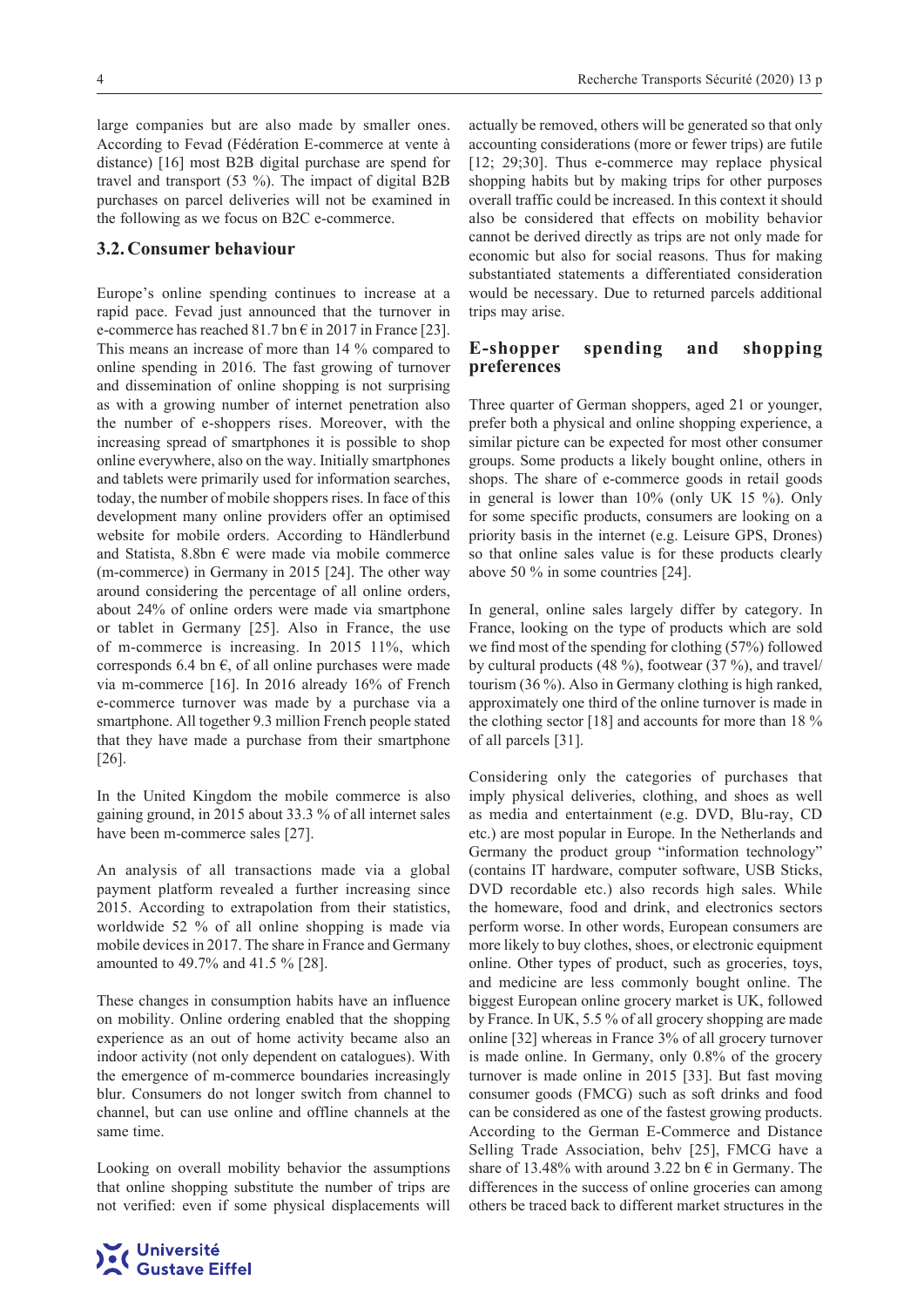large companies but are also made by smaller ones. According to Fevad (Fédération E-commerce at vente à distance) [16] most B2B digital purchase are spend for travel and transport (53 %). The impact of digital B2B purchases on parcel deliveries will not be examined in the following as we focus on B2C e-commerce.

## 3.2. Consumer behaviour

Europe's online spending continues to increase at a rapid pace. Fevad just announced that the turnover in e-commerce has reached 81.7 bn € in 2017 in France [23]. This means an increase of more than 14 % compared to online spending in 2016. The fast growing of turnover and dissemination of online shopping is not surprising as with a growing number of internet penetration also the number of e-shoppers rises. Moreover, with the increasing spread of smartphones it is possible to shop online everywhere, also on the way. Initially smartphones and tablets were primarily used for information searches, today, the number of mobile shoppers rises. In face of this development many online providers offer an optimised website for mobile orders. According to Händlerbund and Statista, 8.8bn € were made via mobile commerce (m-commerce) in Germany in 2015 [24]. The other way around considering the percentage of all online orders, about 24% of online orders were made via smartphone or tablet in Germany [25]. Also in France, the use of m-commerce is increasing. In 2015 11%, which corresponds 6.4 bn €, of all online purchases were made via m-commerce [16]. In 2016 already 16% of French e-commerce turnover was made by a purchase via a smartphone. All together 9.3 million French people stated that they have made a purchase from their smartphone [26].

In the United Kingdom the mobile commerce is also gaining ground, in 2015 about 33.3 % of all internet sales have been m-commerce sales [27].

An analysis of all transactions made via a global payment platform revealed a further increasing since 2015. According to extrapolation from their statistics, worldwide 52 % of all online shopping is made via mobile devices in 2017. The share in France and Germany amounted to 49.7% and 41.5 % [28].

These changes in consumption habits have an influence on mobility. Online ordering enabled that the shopping experience as an out of home activity became also an indoor activity (not only dependent on catalogues). With the emergence of m-commerce boundaries increasingly blur. Consumers do not longer switch from channel to channel, but can use online and offline channels at the same time.

Looking on overall mobility behavior the assumptions that online shopping substitute the number of trips are not verified: even if some physical displacements will actually be removed, others will be generated so that only accounting considerations (more or fewer trips) are futile [12; 29;30]. Thus e-commerce may replace physical shopping habits but by making trips for other purposes overall traffic could be increased. In this context it should also be considered that effects on mobility behavior cannot be derived directly as trips are not only made for economic but also for social reasons. Thus for making substantiated statements a differentiated consideration would be necessary. Due to returned parcels additional trips may arise.

### E-shopper spending and shopping preferences

Three quarter of German shoppers, aged 21 or younger, prefer both a physical and online shopping experience, a similar picture can be expected for most other consumer groups. Some products a likely bought online, others in shops. The share of e-commerce goods in retail goods in general is lower than 10% (only UK 15 %). Only for some specific products, consumers are looking on a priority basis in the internet (e.g. Leisure GPS, Drones) so that online sales value is for these products clearly above 50 % in some countries [24].

In general, online sales largely differ by category. In France, looking on the type of products which are sold we find most of the spending for clothing (57%) followed by cultural products (48 %), footwear (37 %), and travel/tourism (36 %). Also in Germany clothing is high ranked, approximately one third of the online turnover is made in the clothing sector [18] and accounts for more than 18 % of all parcels [31].

Considering only the categories of purchases that imply physical deliveries, clothing, and shoes as well as media and entertainment (e.g. DVD, Blu-ray, CD etc.) are most popular in Europe. In the Netherlands and Germany the product group "information technology" (contains IT hardware, computer software, USB Sticks, DVD recordable etc.) also records high sales. While the homeware, food and drink, and electronics sectors perform worse. In other words, European consumers are more likely to buy clothes, shoes, or electronic equipment online. Other types of product, such as groceries, toys, and medicine are less commonly bought online. The biggest European online grocery market is UK, followed by France. In UK, 5.5 % of all grocery shopping are made online [32] whereas in France 3% of all grocery turnover is made online. In Germany, only 0.8% of the grocery turnover is made online in 2015 [33]. But fast moving consumer goods (FMCG) such as soft drinks and food can be considered as one of the fastest growing products. According to the German E-Commerce and Distance Selling Trade Association, behv [25], FMCG have a share of 13.48% with around 3.22 bn € in Germany. The differences in the success of online groceries can among others be traced back to different market structures in the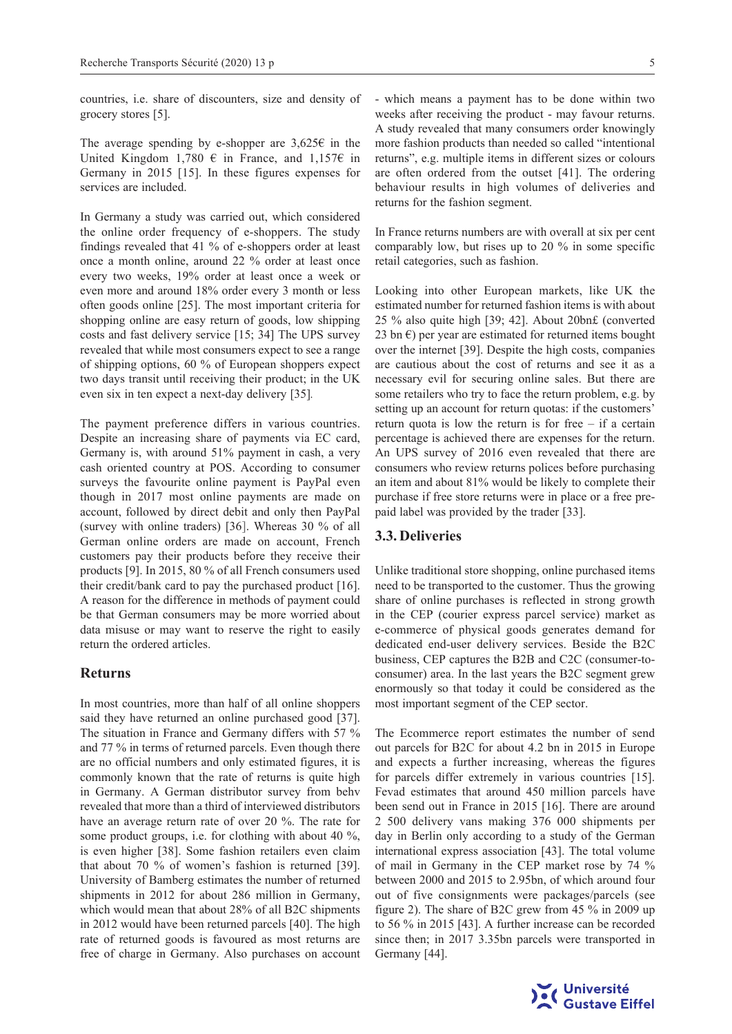countries, i.e. share of discounters, size and density of grocery stores [5].

The average spending by e-shopper are 3,625€ in the United Kingdom 1,780 € in France, and 1,157€ in Germany in 2015 [15]. In these figures expenses for services are included.

In Germany a study was carried out, which considered the online order frequency of e-shoppers. The study findings revealed that 41 % of e-shoppers order at least once a month online, around 22 % order at least once every two weeks, 19% order at least once a week or even more and around 18% order every 3 month or less often goods online [25]. The most important criteria for shopping online are easy return of goods, low shipping costs and fast delivery service [15; 34] The UPS survey revealed that while most consumers expect to see a range of shipping options, 60 % of European shoppers expect two days transit until receiving their product; in the UK even six in ten expect a next-day delivery [35].

The payment preference differs in various countries. Despite an increasing share of payments via EC card, Germany is, with around 51% payment in cash, a very cash oriented country at POS. According to consumer surveys the favourite online payment is PayPal even though in 2017 most online payments are made on account, followed by direct debit and only then PayPal (survey with online traders) [36]. Whereas 30 % of all German online orders are made on account, French customers pay their products before they receive their products [9]. In 2015, 80 % of all French consumers used their credit/bank card to pay the purchased product [16]. A reason for the difference in methods of payment could be that German consumers may be more worried about data misuse or may want to reserve the right to easily return the ordered articles.

### Returns

In most countries, more than half of all online shoppers said they have returned an online purchased good [37]. The situation in France and Germany differs with 57 % and 77 % in terms of returned parcels. Even though there are no official numbers and only estimated figures, it is commonly known that the rate of returns is quite high in Germany. A German distributor survey from behv revealed that more than a third of interviewed distributors have an average return rate of over 20 %. The rate for some product groups, i.e. for clothing with about 40 %, is even higher [38]. Some fashion retailers even claim that about 70 % of women's fashion is returned [39]. University of Bamberg estimates the number of returned shipments in 2012 for about 286 million in Germany, which would mean that about 28% of all B2C shipments in 2012 would have been returned parcels [40]. The high rate of returned goods is favoured as most returns are free of charge in Germany. Also purchases on account - which means a payment has to be done within two weeks after receiving the product - may favour returns. A study revealed that many consumers order knowingly more fashion products than needed so called "intentional returns", e.g. multiple items in different sizes or colours are often ordered from the outset [41]. The ordering behaviour results in high volumes of deliveries and returns for the fashion segment.

In France returns numbers are with overall at six per cent comparably low, but rises up to 20 % in some specific retail categories, such as fashion.

Looking into other European markets, like UK the estimated number for returned fashion items is with about 25 % also quite high [39; 42]. About 20bn£ (converted 23 bn €) per year are estimated for returned items bought over the internet [39]. Despite the high costs, companies are cautious about the cost of returns and see it as a necessary evil for securing online sales. But there are some retailers who try to face the return problem, e.g. by setting up an account for return quotas: if the customers' return quota is low the return is for free – if a certain percentage is achieved there are expenses for the return. An UPS survey of 2016 even revealed that there are consumers who review returns polices before purchasing an item and about 81% would be likely to complete their purchase if free store returns were in place or a free pre-paid label was provided by the trader [33].

## 3.3. Deliveries

Unlike traditional store shopping, online purchased items need to be transported to the customer. Thus the growing share of online purchases is reflected in strong growth in the CEP (courier express parcel service) market as e-commerce of physical goods generates demand for dedicated end-user delivery services. Beside the B2C business, CEP captures the B2B and C2C (consumer-to-consumer) area. In the last years the B2C segment grew enormously so that today it could be considered as the most important segment of the CEP sector.

The Ecommerce report estimates the number of send out parcels for B2C for about 4.2 bn in 2015 in Europe and expects a further increasing, whereas the figures for parcels differ extremely in various countries [15]. Fevad estimates that around 450 million parcels have been send out in France in 2015 [16]. There are around 2 500 delivery vans making 376 000 shipments per day in Berlin only according to a study of the German international express association [43]. The total volume of mail in Germany in the CEP market rose by 74 % between 2000 and 2015 to 2.95bn, of which around four out of five consignments were packages/parcels (see figure 2). The share of B2C grew from 45 % in 2009 up to 56 % in 2015 [43]. A further increase can be recorded since then; in 2017 3.35bn parcels were transported in Germany [44].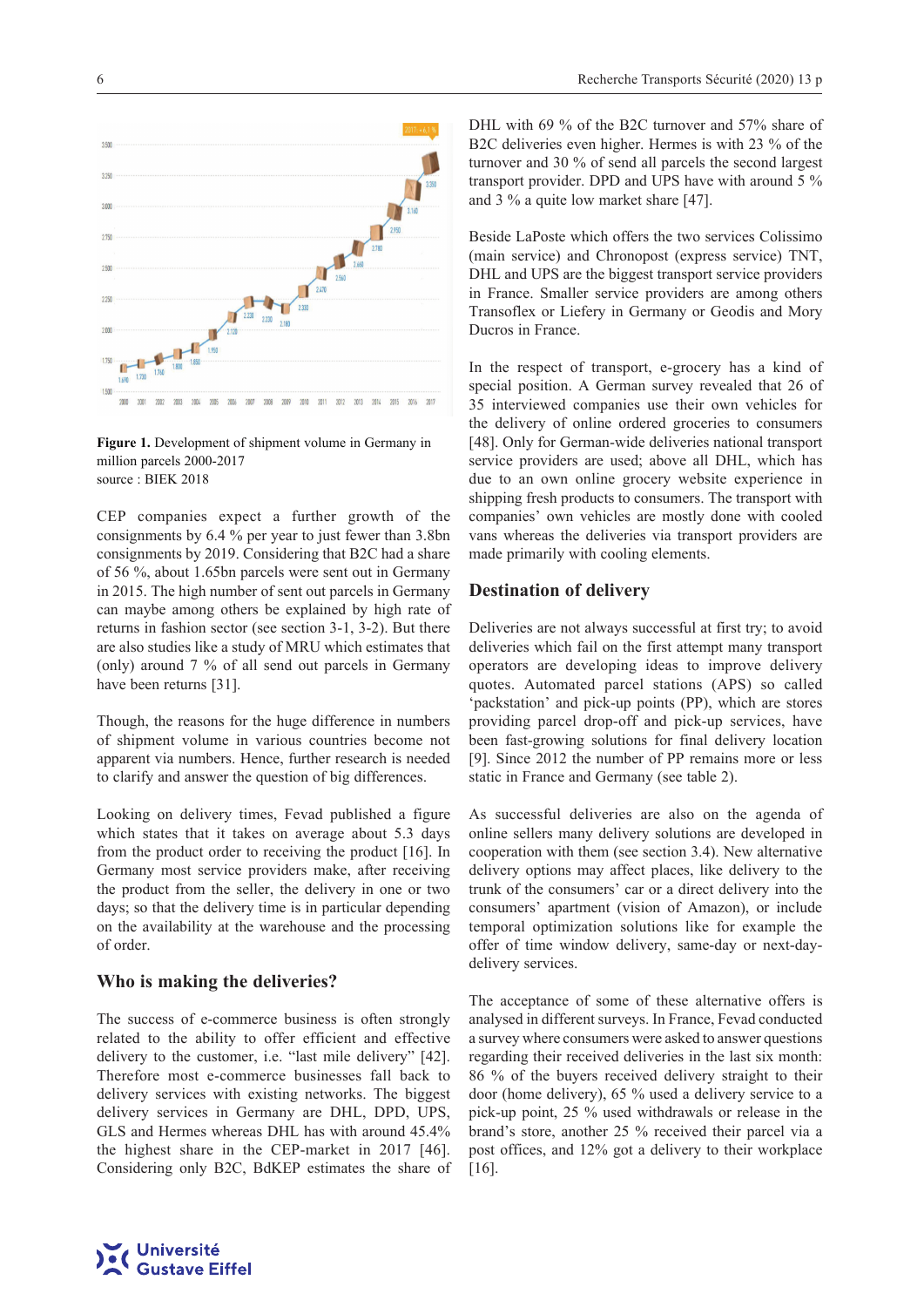**Figure 1.** Development of shipment volume in Germany in million parcels 2000-2017
source : BIEK 2018

CEP companies expect a further growth of the consignments by 6.4 % per year to just fewer than 3.8bn consignments by 2019. Considering that B2C had a share of 56 %, about 1.65bn parcels were sent out in Germany in 2015. The high number of sent out parcels in Germany can maybe among others be explained by high rate of returns in fashion sector (see section 3-1, 3-2). But there are also studies like a study of MRU which estimates that (only) around 7 % of all send out parcels in Germany have been returns [31].

Though, the reasons for the huge difference in numbers of shipment volume in various countries become not apparent via numbers. Hence, further research is needed to clarify and answer the question of big differences.

Looking on delivery times, Fevad published a figure which states that it takes on average about 5.3 days from the product order to receiving the product [16]. In Germany most service providers make, after receiving the product from the seller, the delivery in one or two days; so that the delivery time is in particular depending on the availability at the warehouse and the processing of order.

## Who is making the deliveries?

The success of e-commerce business is often strongly related to the ability to offer efficient and effective delivery to the customer, i.e. "last mile delivery" [42]. Therefore most e-commerce businesses fall back to delivery services with existing networks. The biggest delivery services in Germany are DHL, DPD, UPS, GLS and Hermes whereas DHL has with around 45.4% the highest share in the CEP-market in 2017 [46]. Considering only B2C, BdKEP estimates the share of DHL with 69 % of the B2C turnover and 57% share of B2C deliveries even higher. Hermes is with 23 % of the turnover and 30 % of send all parcels the second largest transport provider. DPD and UPS have with around 5 % and 3 % a quite low market share [47].

Beside LaPoste which offers the two services Colissimo (main service) and Chronopost (express service) TNT, DHL and UPS are the biggest transport service providers in France. Smaller service providers are among others Transoflex or Liefery in Germany or Geodis and Mory Ducros in France.

In the respect of transport, e-grocery has a kind of special position. A German survey revealed that 26 of 35 interviewed companies use their own vehicles for the delivery of online ordered groceries to consumers [48]. Only for German-wide deliveries national transport service providers are used; above all DHL, which has due to an own online grocery website experience in shipping fresh products to consumers. The transport with companies' own vehicles are mostly done with cooled vans whereas the deliveries via transport providers are made primarily with cooling elements.

## Destination of delivery

Deliveries are not always successful at first try; to avoid deliveries which fail on the first attempt many transport operators are developing ideas to improve delivery quotes. Automated parcel stations (APS) so called 'packstation' and pick-up points (PP), which are stores providing parcel drop-off and pick-up services, have been fast-growing solutions for final delivery location [9]. Since 2012 the number of PP remains more or less static in France and Germany (see table 2).

As successful deliveries are also on the agenda of online sellers many delivery solutions are developed in cooperation with them (see section 3.4). New alternative delivery options may affect places, like delivery to the trunk of the consumers' car or a direct delivery into the consumers' apartment (vision of Amazon), or include temporal optimization solutions like for example the offer of time window delivery, same-day or next-day-delivery services.

The acceptance of some of these alternative offers is analysed in different surveys. In France, Fevad conducted a survey where consumers were asked to answer questions regarding their received deliveries in the last six month: 86 % of the buyers received delivery straight to their door (home delivery), 65 % used a delivery service to a pick-up point, 25 % used withdrawals or release in the brand's store, another 25 % received their parcel via a post offices, and 12% got a delivery to their workplace [16].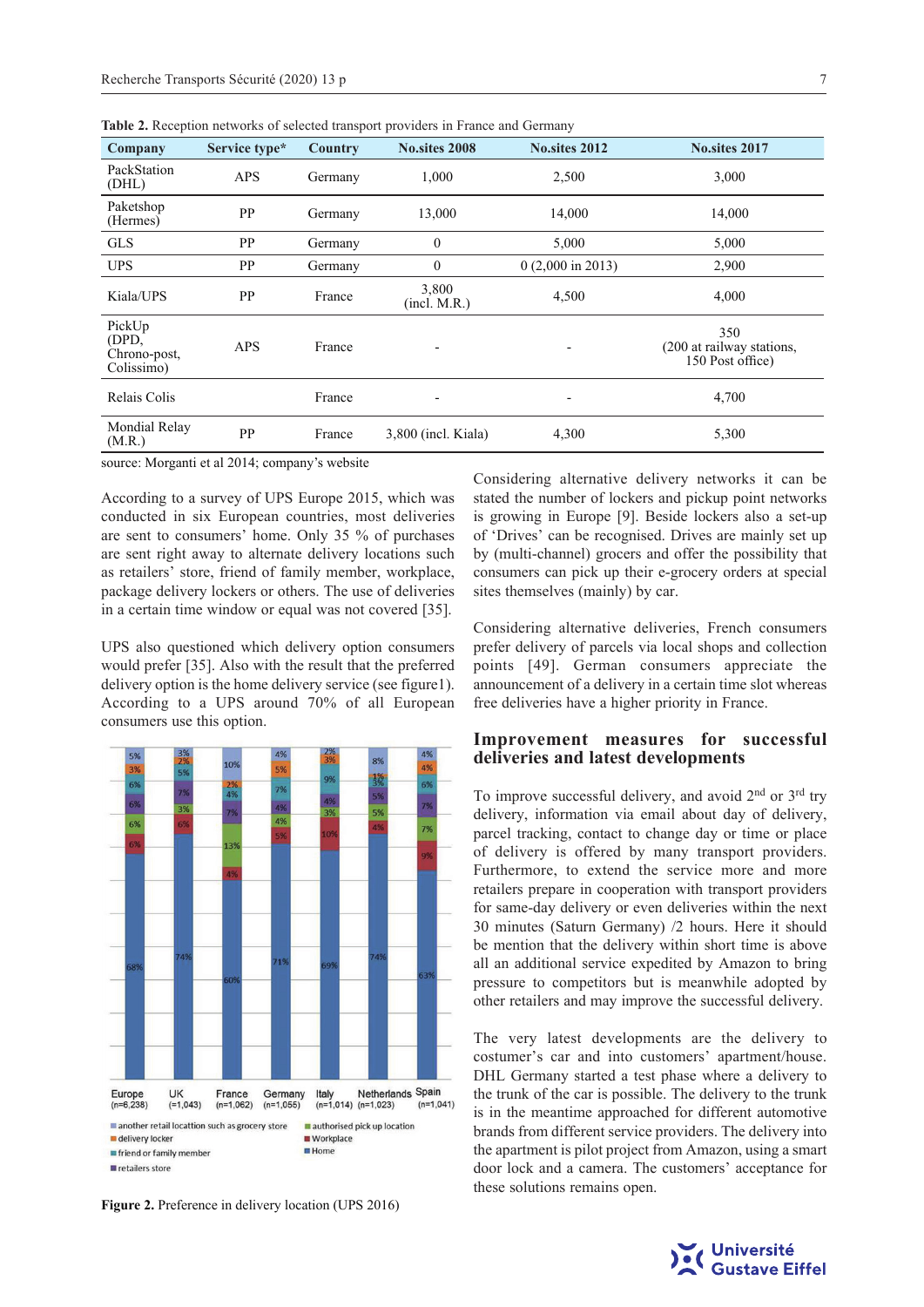**Table 2.** Reception networks of selected transport providers in France and Germany

| Company | Service type* | Country | No.sites 2008 | No.sites 2012 | No.sites 2017 |
|---|---|---|---|---|---|
| PackStation (DHL) | APS | Germany | 1,000 | 2,500 | 3,000 |
| Paketshop (Hermes) | PP | Germany | 13,000 | 14,000 | 14,000 |
| GLS | PP | Germany | 0 | 5,000 | 5,000 |
| UPS | PP | Germany | 0 | 0 (2,000 in 2013) | 2,900 |
| Kiala/UPS | PP | France | 3,800 (incl. M.R.) | 4,500 | 4,000 |
| PickUp (DPD, Chrono-post, Colissimo) | APS | France | - | - | 350 (200 at railway stations, 150 Post office) |
| Relais Colis | | France | - | - | 4,700 |
| Mondial Relay (M.R.) | PP | France | 3,800 (incl. Kiala) | 4,300 | 5,300 |

source: Morganti et al 2014; company's website

According to a survey of UPS Europe 2015, which was conducted in six European countries, most deliveries are sent to consumers' home. Only 35 % of purchases are sent right away to alternate delivery locations such as retailers' store, friend of family member, workplace, package delivery lockers or others. The use of deliveries in a certain time window or equal was not covered [35].

UPS also questioned which delivery option consumers would prefer [35]. Also with the result that the preferred delivery option is the home delivery service (see figure1). According to a UPS around 70% of all European consumers use this option.

**Figure 2.** Preference in delivery location (UPS 2016)

Considering alternative delivery networks it can be stated the number of lockers and pickup point networks is growing in Europe [9]. Beside lockers also a set-up of 'Drives' can be recognised. Drives are mainly set up by (multi-channel) grocers and offer the possibility that consumers can pick up their e-grocery orders at special sites themselves (mainly) by car.

Considering alternative deliveries, French consumers prefer delivery of parcels via local shops and collection points [49]. German consumers appreciate the announcement of a delivery in a certain time slot whereas free deliveries have a higher priority in France.

## Improvement measures for successful deliveries and latest developments

To improve successful delivery, and avoid 2nd or 3rd try delivery, information via email about day of delivery, parcel tracking, contact to change day or time or place of delivery is offered by many transport providers. Furthermore, to extend the service more and more retailers prepare in cooperation with transport providers for same-day delivery or even deliveries within the next 30 minutes (Saturn Germany) /2 hours. Here it should be mention that the delivery within short time is above all an additional service expedited by Amazon to bring pressure to competitors but is meanwhile adopted by other retailers and may improve the successful delivery.

The very latest developments are the delivery to costumer's car and into customers' apartment/house. DHL Germany started a test phase where a delivery to the trunk of the car is possible. The delivery to the trunk is in the meantime approached for different automotive brands from different service providers. The delivery into the apartment is pilot project from Amazon, using a smart door lock and a camera. The customers' acceptance for these solutions remains open.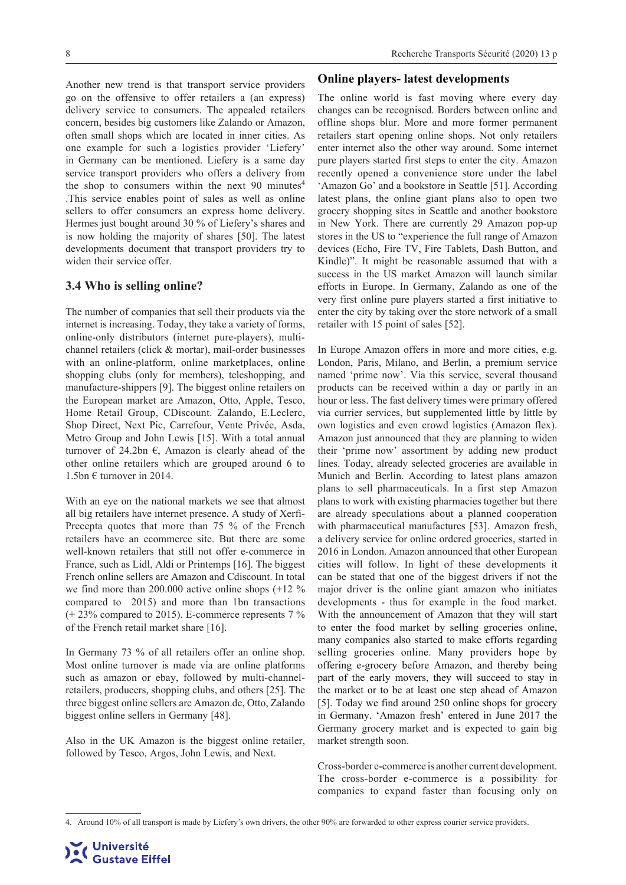Another new trend is that transport service providers go on the offensive to offer retailers a (an express) delivery service to consumers. The appealed retailers concern, besides big customers like Zalando or Amazon, often small shops which are located in inner cities. As one example for such a logistics provider 'Liefery' in Germany can be mentioned. Liefery is a same day service transport providers who offers a delivery from the shop to consumers within the next 90 minutes[4] .This service enables point of sales as well as online sellers to offer consumers an express home delivery. Hermes just bought around 30 % of Liefery's shares and is now holding the majority of shares [50]. The latest developments document that transport providers try to widen their service offer.

### 3.4 Who is selling online?

The number of companies that sell their products via the internet is increasing. Today, they take a variety of forms, online-only distributors (internet pure-players), multi-channel retailers (click & mortar), mail-order businesses with an online-platform, online marketplaces, online shopping clubs (only for members), teleshopping, and manufacture-shippers [9]. The biggest online retailers on the European market are Amazon, Otto, Apple, Tesco, Home Retail Group, CDiscount. Zalando, E.Leclerc, Shop Direct, Next Pic, Carrefour, Vente Privée, Asda, Metro Group and John Lewis [15]. With a total annual turnover of 24.2bn €, Amazon is clearly ahead of the other online retailers which are grouped around 6 to 1.5bn € turnover in 2014.

With an eye on the national markets we see that almost all big retailers have internet presence. A study of Xerfi-Precepta quotes that more than 75 % of the French retailers have an ecommerce site. But there are some well-known retailers that still not offer e-commerce in France, such as Lidl, Aldi or Printemps [16]. The biggest French online sellers are Amazon and Cdiscount. In total we find more than 200.000 active online shops (+12 % compared to 2015) and more than 1bn transactions (+ 23% compared to 2015). E-commerce represents 7 % of the French retail market share [16].

In Germany 73 % of all retailers offer an online shop. Most online turnover is made via are online platforms such as amazon or ebay, followed by multi-channel-retailers, producers, shopping clubs, and others [25]. The three biggest online sellers are Amazon.de, Otto, Zalando biggest online sellers in Germany [48].

Also in the UK Amazon is the biggest online retailer, followed by Tesco, Argos, John Lewis, and Next.

## Online players- latest developments

The online world is fast moving where every day changes can be recognised. Borders between online and offline shops blur. More and more former permanent retailers start opening online shops. Not only retailers enter internet also the other way around. Some internet pure players started first steps to enter the city. Amazon recently opened a convenience store under the label 'Amazon Go' and a bookstore in Seattle [51]. According latest plans, the online giant plans also to open two grocery shopping sites in Seattle and another bookstore in New York. There are currently 29 Amazon pop-up stores in the US to "experience the full range of Amazon devices (Echo, Fire TV, Fire Tablets, Dash Button, and Kindle)". It might be reasonable assumed that with a success in the US market Amazon will launch similar efforts in Europe. In Germany, Zalando as one of the very first online pure players started a first initiative to enter the city by taking over the store network of a small retailer with 15 point of sales [52].

In Europe Amazon offers in more and more cities, e.g. London, Paris, Milano, and Berlin, a premium service named 'prime now'. Via this service, several thousand products can be received within a day or partly in an hour or less. The fast delivery times were primary offered via currier services, but supplemented little by little by own logistics and even crowd logistics (Amazon flex). Amazon just announced that they are planning to widen their 'prime now' assortment by adding new product lines. Today, already selected groceries are available in Munich and Berlin. According to latest plans amazon plans to sell pharmaceuticals. In a first step Amazon plans to work with existing pharmacies together but there are already speculations about a planned cooperation with pharmaceutical manufactures [53]. Amazon fresh, a delivery service for online ordered groceries, started in 2016 in London. Amazon announced that other European cities will follow. In light of these developments it can be stated that one of the biggest drivers if not the major driver is the online giant amazon who initiates developments - thus for example in the food market. With the announcement of Amazon that they will start to enter the food market by selling groceries online, many companies also started to make efforts regarding selling groceries online. Many providers hope by offering e-grocery before Amazon, and thereby being part of the early movers, they will succeed to stay in the market or to be at least one step ahead of Amazon [5]. Today we find around 250 online shops for grocery in Germany. 'Amazon fresh' entered in June 2017 the Germany grocery market and is expected to gain big market strength soon.

Cross-border e-commerce is another current development. The cross-border e-commerce is a possibility for companies to expand faster than focusing only on

---

4. Around 10% of all transport is made by Liefery's own drivers, the other 90% are forwarded to other express courier service providers.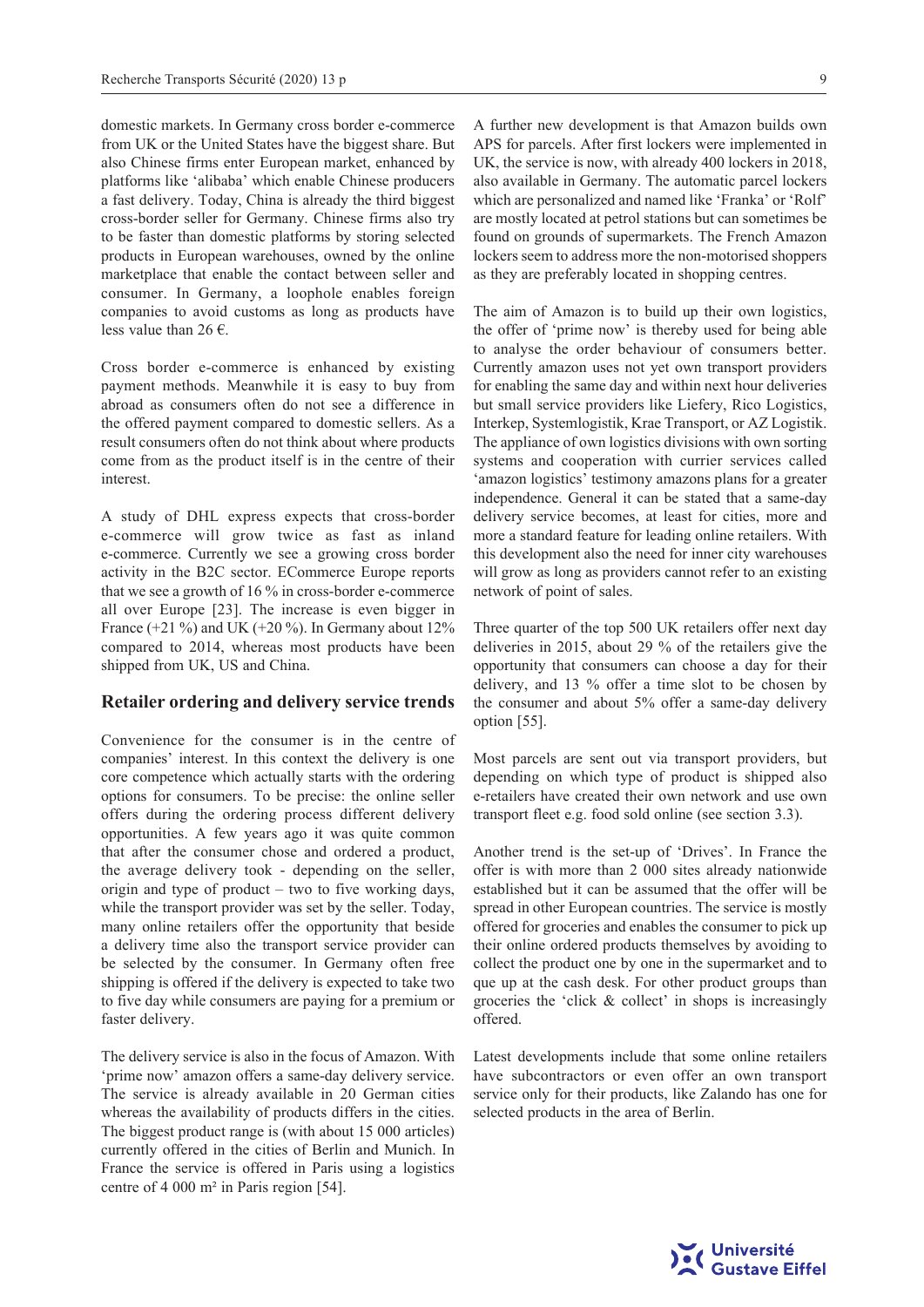domestic markets. In Germany cross border e-commerce from UK or the United States have the biggest share. But also Chinese firms enter European market, enhanced by platforms like 'alibaba' which enable Chinese producers a fast delivery. Today, China is already the third biggest cross-border seller for Germany. Chinese firms also try to be faster than domestic platforms by storing selected products in European warehouses, owned by the online marketplace that enable the contact between seller and consumer. In Germany, a loophole enables foreign companies to avoid customs as long as products have less value than 26 €.

Cross border e-commerce is enhanced by existing payment methods. Meanwhile it is easy to buy from abroad as consumers often do not see a difference in the offered payment compared to domestic sellers. As a result consumers often do not think about where products come from as the product itself is in the centre of their interest.

A study of DHL express expects that cross-border e-commerce will grow twice as fast as inland e-commerce. Currently we see a growing cross border activity in the B2C sector. ECommerce Europe reports that we see a growth of 16 % in cross-border e-commerce all over Europe [23]. The increase is even bigger in France (+21 %) and UK (+20 %). In Germany about 12% compared to 2014, whereas most products have been shipped from UK, US and China.

## Retailer ordering and delivery service trends

Convenience for the consumer is in the centre of companies' interest. In this context the delivery is one core competence which actually starts with the ordering options for consumers. To be precise: the online seller offers during the ordering process different delivery opportunities. A few years ago it was quite common that after the consumer chose and ordered a product, the average delivery took - depending on the seller, origin and type of product – two to five working days, while the transport provider was set by the seller. Today, many online retailers offer the opportunity that beside a delivery time also the transport service provider can be selected by the consumer. In Germany often free shipping is offered if the delivery is expected to take two to five day while consumers are paying for a premium or faster delivery.

The delivery service is also in the focus of Amazon. With 'prime now' amazon offers a same-day delivery service. The service is already available in 20 German cities whereas the availability of products differs in the cities. The biggest product range is (with about 15 000 articles) currently offered in the cities of Berlin and Munich. In France the service is offered in Paris using a logistics centre of 4 000 m² in Paris region [54].

A further new development is that Amazon builds own APS for parcels. After first lockers were implemented in UK, the service is now, with already 400 lockers in 2018, also available in Germany. The automatic parcel lockers which are personalized and named like 'Franka' or 'Rolf' are mostly located at petrol stations but can sometimes be found on grounds of supermarkets. The French Amazon lockers seem to address more the non-motorised shoppers as they are preferably located in shopping centres.

The aim of Amazon is to build up their own logistics, the offer of 'prime now' is thereby used for being able to analyse the order behaviour of consumers better. Currently amazon uses not yet own transport providers for enabling the same day and within next hour deliveries but small service providers like Liefery, Rico Logistics, Interkep, Systemlogistik, Krae Transport, or AZ Logistik. The appliance of own logistics divisions with own sorting systems and cooperation with currier services called 'amazon logistics' testimony amazons plans for a greater independence. General it can be stated that a same-day delivery service becomes, at least for cities, more and more a standard feature for leading online retailers. With this development also the need for inner city warehouses will grow as long as providers cannot refer to an existing network of point of sales.

Three quarter of the top 500 UK retailers offer next day deliveries in 2015, about 29 % of the retailers give the opportunity that consumers can choose a day for their delivery, and 13 % offer a time slot to be chosen by the consumer and about 5% offer a same-day delivery option [55].

Most parcels are sent out via transport providers, but depending on which type of product is shipped also e-retailers have created their own network and use own transport fleet e.g. food sold online (see section 3.3).

Another trend is the set-up of 'Drives'. In France the offer is with more than 2 000 sites already nationwide established but it can be assumed that the offer will be spread in other European countries. The service is mostly offered for groceries and enables the consumer to pick up their online ordered products themselves by avoiding to collect the product one by one in the supermarket and to que up at the cash desk. For other product groups than groceries the 'click & collect' in shops is increasingly offered.

Latest developments include that some online retailers have subcontractors or even offer an own transport service only for their products, like Zalando has one for selected products in the area of Berlin.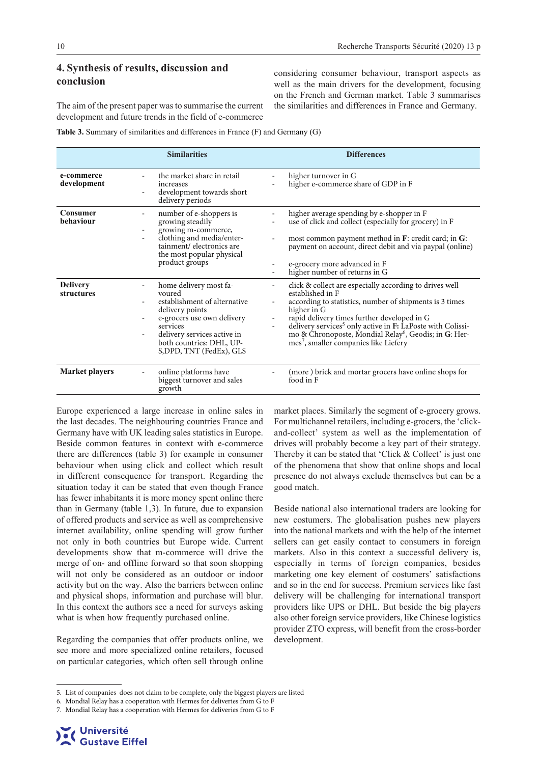## 4. Synthesis of results, discussion and conclusion

The aim of the present paper was to summarise the current development and future trends in the field of e-commerce considering consumer behaviour, transport aspects as well as the main drivers for the development, focusing on the French and German market. Table 3 summarises the similarities and differences in France and Germany.

**Table 3.** Summary of similarities and differences in France (F) and Germany (G)

| | Similarities | Differences |
|---|---|---|
| **e-commerce development** | - the market share in retail increases<br>- development towards short delivery periods | - higher turnover in G<br>- higher e-commerce share of GDP in F |
| **Consumer behaviour** | - number of e-shoppers is growing steadily<br>- growing m-commerce,<br>- clothing and media/entertainment/ electronics are the most popular physical product groups | - higher average spending by e-shopper in F<br>- use of click and collect (especially for grocery) in F<br>- most common payment method in **F**: credit card; in **G**: payment on account, direct debit and via paypal (online)<br>- e-grocery more advanced in F<br>- higher number of returns in G |
| **Delivery structures** | - home delivery most favoured<br>- establishment of alternative delivery points<br>- e-grocers use own delivery services<br>- delivery services active in both countries: DHL, UPS,DPD, TNT (FedEx), GLS | - click & collect are especially according to drives well established in F<br>- according to statistics, number of shipments is 3 times higher in G<br>- rapid delivery times further developed in G<br>- delivery services[5] only active in **F:** LaPoste with Colissimo & Chronoposte, Mondial Relay[6], Geodis; in **G**: Hermes[7], smaller companies like Liefery |
| **Market players** | - online platforms have biggest turnover and sales growth | - (more ) brick and mortar grocers have online shops for food in F |

Europe experienced a large increase in online sales in the last decades. The neighbouring countries France and Germany have with UK leading sales statistics in Europe. Beside common features in context with e-commerce there are differences (table 3) for example in consumer behaviour when using click and collect which result in different consequence for transport. Regarding the situation today it can be stated that even though France has fewer inhabitants it is more money spent online there than in Germany (table 1,3). In future, due to expansion of offered products and service as well as comprehensive internet availability, online spending will grow further not only in both countries but Europe wide. Current developments show that m-commerce will drive the merge of on- and offline forward so that soon shopping will not only be considered as an outdoor or indoor activity but on the way. Also the barriers between online and physical shops, information and purchase will blur. In this context the authors see a need for surveys asking what is when how frequently purchased online.

Regarding the companies that offer products online, we see more and more specialized online retailers, focused on particular categories, which often sell through online market places. Similarly the segment of e-grocery grows. For multichannel retailers, including e-grocers, the 'click-and-collect' system as well as the implementation of drives will probably become a key part of their strategy. Thereby it can be stated that 'Click & Collect' is just one of the phenomena that show that online shops and local presence do not always exclude themselves but can be a good match.

Beside national also international traders are looking for new costumers. The globalisation pushes new players into the national markets and with the help of the internet sellers can get easily contact to consumers in foreign markets. Also in this context a successful delivery is, especially in terms of foreign companies, besides marketing one key element of costumers' satisfactions and so in the end for success. Premium services like fast delivery will be challenging for international transport providers like UPS or DHL. But beside the big players also other foreign service providers, like Chinese logistics provider ZTO express, will benefit from the cross-border development.

5. List of companies does not claim to be complete, only the biggest players are listed
6. Mondial Relay has a cooperation with Hermes for deliveries from G to F
7. Mondial Relay has a cooperation with Hermes for deliveries from G to F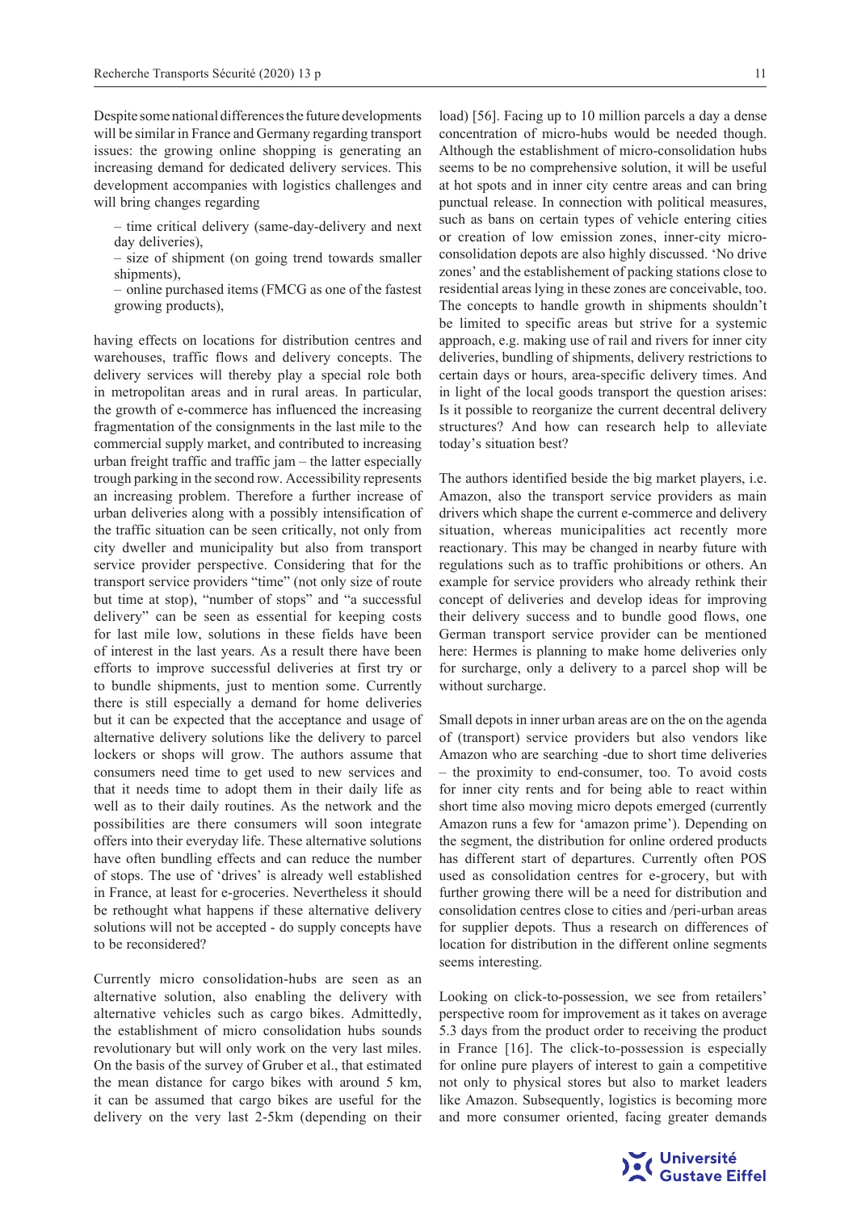Despite some national differences the future developments will be similar in France and Germany regarding transport issues: the growing online shopping is generating an increasing demand for dedicated delivery services. This development accompanies with logistics challenges and will bring changes regarding

– time critical delivery (same-day-delivery and next day deliveries),

– size of shipment (on going trend towards smaller shipments),

– online purchased items (FMCG as one of the fastest growing products),

having effects on locations for distribution centres and warehouses, traffic flows and delivery concepts. The delivery services will thereby play a special role both in metropolitan areas and in rural areas. In particular, the growth of e-commerce has influenced the increasing fragmentation of the consignments in the last mile to the commercial supply market, and contributed to increasing urban freight traffic and traffic jam – the latter especially trough parking in the second row. Accessibility represents an increasing problem. Therefore a further increase of urban deliveries along with a possibly intensification of the traffic situation can be seen critically, not only from city dweller and municipality but also from transport service provider perspective. Considering that for the transport service providers "time" (not only size of route but time at stop), "number of stops" and "a successful delivery" can be seen as essential for keeping costs for last mile low, solutions in these fields have been of interest in the last years. As a result there have been efforts to improve successful deliveries at first try or to bundle shipments, just to mention some. Currently there is still especially a demand for home deliveries but it can be expected that the acceptance and usage of alternative delivery solutions like the delivery to parcel lockers or shops will grow. The authors assume that consumers need time to get used to new services and that it needs time to adopt them in their daily life as well as to their daily routines. As the network and the possibilities are there consumers will soon integrate offers into their everyday life. These alternative solutions have often bundling effects and can reduce the number of stops. The use of 'drives' is already well established in France, at least for e-groceries. Nevertheless it should be rethought what happens if these alternative delivery solutions will not be accepted - do supply concepts have to be reconsidered?

Currently micro consolidation-hubs are seen as an alternative solution, also enabling the delivery with alternative vehicles such as cargo bikes. Admittedly, the establishment of micro consolidation hubs sounds revolutionary but will only work on the very last miles. On the basis of the survey of Gruber et al., that estimated the mean distance for cargo bikes with around 5 km, it can be assumed that cargo bikes are useful for the delivery on the very last 2-5km (depending on their load) [56]. Facing up to 10 million parcels a day a dense concentration of micro-hubs would be needed though. Although the establishment of micro-consolidation hubs seems to be no comprehensive solution, it will be useful at hot spots and in inner city centre areas and can bring punctual release. In connection with political measures, such as bans on certain types of vehicle entering cities or creation of low emission zones, inner-city micro-consolidation depots are also highly discussed. 'No drive zones' and the establishement of packing stations close to residential areas lying in these zones are conceivable, too. The concepts to handle growth in shipments shouldn't be limited to specific areas but strive for a systemic approach, e.g. making use of rail and rivers for inner city deliveries, bundling of shipments, delivery restrictions to certain days or hours, area-specific delivery times. And in light of the local goods transport the question arises: Is it possible to reorganize the current decentral delivery structures? And how can research help to alleviate today's situation best?

The authors identified beside the big market players, i.e. Amazon, also the transport service providers as main drivers which shape the current e-commerce and delivery situation, whereas municipalities act recently more reactionary. This may be changed in nearby future with regulations such as to traffic prohibitions or others. An example for service providers who already rethink their concept of deliveries and develop ideas for improving their delivery success and to bundle good flows, one German transport service provider can be mentioned here: Hermes is planning to make home deliveries only for surcharge, only a delivery to a parcel shop will be without surcharge.

Small depots in inner urban areas are on the on the agenda of (transport) service providers but also vendors like Amazon who are searching -due to short time deliveries – the proximity to end-consumer, too. To avoid costs for inner city rents and for being able to react within short time also moving micro depots emerged (currently Amazon runs a few for 'amazon prime'). Depending on the segment, the distribution for online ordered products has different start of departures. Currently often POS used as consolidation centres for e-grocery, but with further growing there will be a need for distribution and consolidation centres close to cities and /peri-urban areas for supplier depots. Thus a research on differences of location for distribution in the different online segments seems interesting.

Looking on click-to-possession, we see from retailers' perspective room for improvement as it takes on average 5.3 days from the product order to receiving the product in France [16]. The click-to-possession is especially for online pure players of interest to gain a competitive not only to physical stores but also to market leaders like Amazon. Subsequently, logistics is becoming more and more consumer oriented, facing greater demands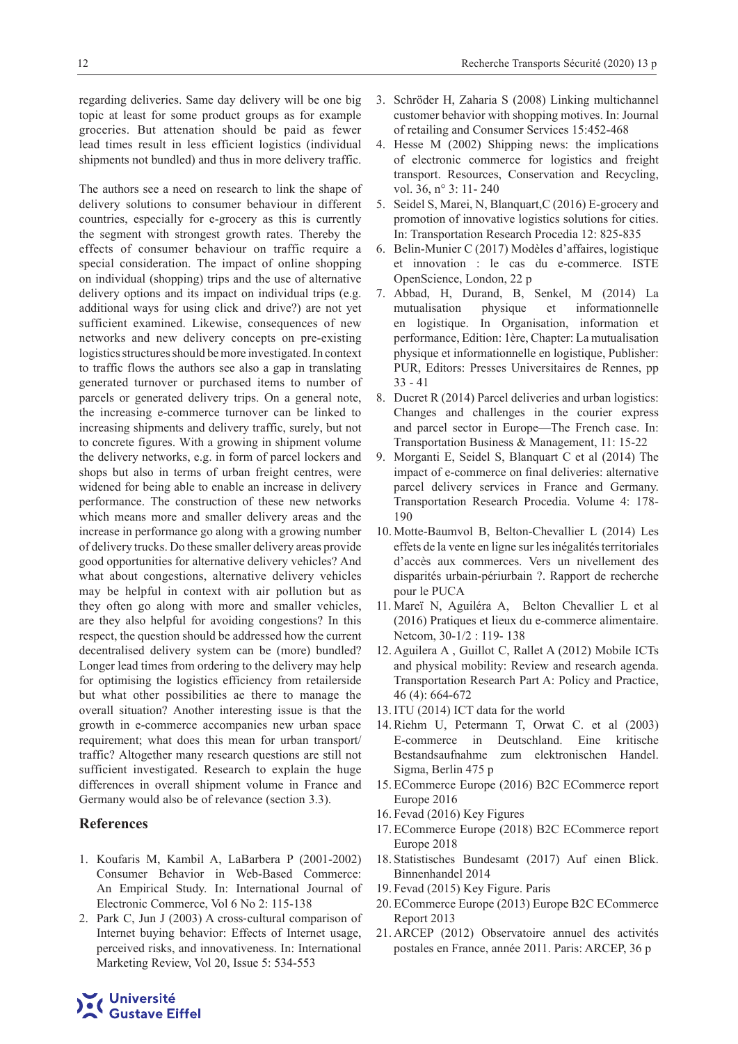regarding deliveries. Same day delivery will be one big topic at least for some product groups as for example groceries. But attenation should be paid as fewer lead times result in less efficient logistics (individual shipments not bundled) and thus in more delivery traffic.

The authors see a need on research to link the shape of delivery solutions to consumer behaviour in different countries, especially for e-grocery as this is currently the segment with strongest growth rates. Thereby the effects of consumer behaviour on traffic require a special consideration. The impact of online shopping on individual (shopping) trips and the use of alternative delivery options and its impact on individual trips (e.g. additional ways for using click and drive?) are not yet sufficient examined. Likewise, consequences of new networks and new delivery concepts on pre-existing logistics structures should be more investigated. In context to traffic flows the authors see also a gap in translating generated turnover or purchased items to number of parcels or generated delivery trips. On a general note, the increasing e-commerce turnover can be linked to increasing shipments and delivery traffic, surely, but not to concrete figures. With a growing in shipment volume the delivery networks, e.g. in form of parcel lockers and shops but also in terms of urban freight centres, were widened for being able to enable an increase in delivery performance. The construction of these new networks which means more and smaller delivery areas and the increase in performance go along with a growing number of delivery trucks. Do these smaller delivery areas provide good opportunities for alternative delivery vehicles? And what about congestions, alternative delivery vehicles may be helpful in context with air pollution but as they often go along with more and smaller vehicles, are they also helpful for avoiding congestions? In this respect, the question should be addressed how the current decentralised delivery system can be (more) bundled? Longer lead times from ordering to the delivery may help for optimising the logistics efficiency from retailerside but what other possibilities ae there to manage the overall situation? Another interesting issue is that the growth in e-commerce accompanies new urban space requirement; what does this mean for urban transport/traffic? Altogether many research questions are still not sufficient investigated. Research to explain the huge differences in overall shipment volume in France and Germany would also be of relevance (section 3.3).

## References

1. Koufaris M, Kambil A, LaBarbera P (2001-2002) Consumer Behavior in Web-Based Commerce: An Empirical Study. In: International Journal of Electronic Commerce, Vol 6 No 2: 115-138
2. Park C, Jun J (2003) A cross-cultural comparison of Internet buying behavior: Effects of Internet usage, perceived risks, and innovativeness. In: International Marketing Review, Vol 20, Issue 5: 534-553
3. Schröder H, Zaharia S (2008) Linking multichannel customer behavior with shopping motives. In: Journal of retailing and Consumer Services 15:452-468
4. Hesse M (2002) Shipping news: the implications of electronic commerce for logistics and freight transport. Resources, Conservation and Recycling, vol. 36, n° 3: 11- 240
5. Seidel S, Marei, N, Blanquart,C (2016) E-grocery and promotion of innovative logistics solutions for cities. In: Transportation Research Procedia 12: 825-835
6. Belin-Munier C (2017) Modèles d'affaires, logistique et innovation : le cas du e-commerce. ISTE OpenScience, London, 22 p
7. Abbad, H, Durand, B, Senkel, M (2014) La mutualisation physique et informationnelle en logistique. In Organisation, information et performance, Edition: 1ère, Chapter: La mutualisation physique et informationnelle en logistique, Publisher: PUR, Editors: Presses Universitaires de Rennes, pp 33 - 41
8. Ducret R (2014) Parcel deliveries and urban logistics: Changes and challenges in the courier express and parcel sector in Europe—The French case. In: Transportation Business & Management, 11: 15-22
9. Morganti E, Seidel S, Blanquart C et al (2014) The impact of e-commerce on final deliveries: alternative parcel delivery services in France and Germany. Transportation Research Procedia. Volume 4: 178-190
10. Motte-Baumvol B, Belton-Chevallier L (2014) Les effets de la vente en ligne sur les inégalités territoriales d'accès aux commerces. Vers un nivellement des disparités urbain-périurbain ?. Rapport de recherche pour le PUCA
11. Mareï N, Aguiléra A, Belton Chevallier L et al (2016) Pratiques et lieux du e-commerce alimentaire. Netcom, 30-1/2 : 119- 138
12. Aguilera A , Guillot C, Rallet A (2012) Mobile ICTs and physical mobility: Review and research agenda. Transportation Research Part A: Policy and Practice, 46 (4): 664-672
13. ITU (2014) ICT data for the world
14. Riehm U, Petermann T, Orwat C. et al (2003) E-commerce in Deutschland. Eine kritische Bestandsaufnahme zum elektronischen Handel. Sigma, Berlin 475 p
15. ECommerce Europe (2016) B2C ECommerce report Europe 2016
16. Fevad (2016) Key Figures
17. ECommerce Europe (2018) B2C ECommerce report Europe 2018
18. Statistisches Bundesamt (2017) Auf einen Blick. Binnenhandel 2014
19. Fevad (2015) Key Figure. Paris
20. ECommerce Europe (2013) Europe B2C ECommerce Report 2013
21. ARCEP (2012) Observatoire annuel des activités postales en France, année 2011. Paris: ARCEP, 36 p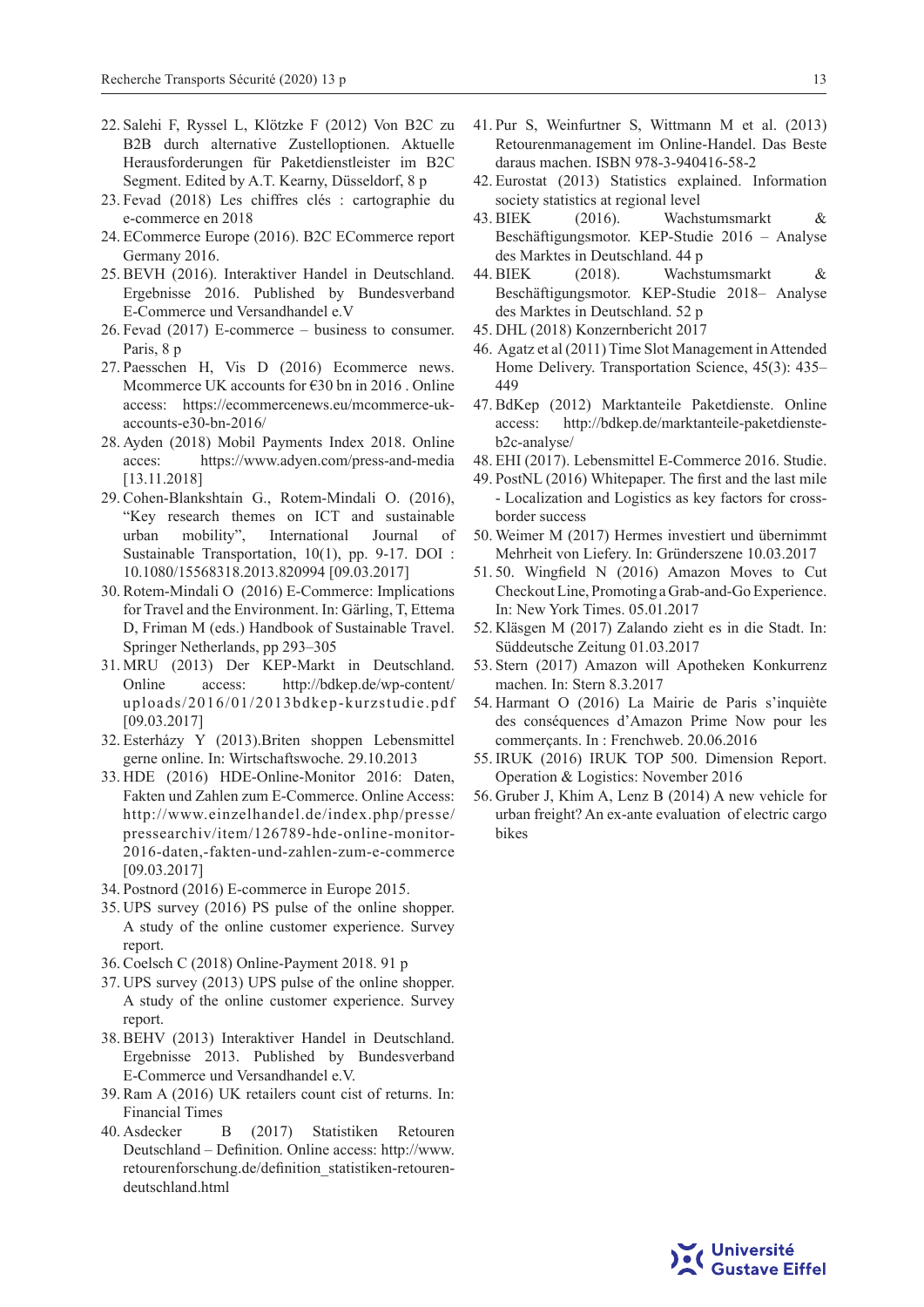22. Salehi F, Ryssel L, Klötzke F (2012) Von B2C zu B2B durch alternative Zustelloptionen. Aktuelle Herausforderungen für Paketdienstleister im B2C Segment. Edited by A.T. Kearny, Düsseldorf, 8 p
23. Fevad (2018) Les chiffres clés : cartographie du e-commerce en 2018
24. ECommerce Europe (2016). B2C ECommerce report Germany 2016.
25. BEVH (2016). Interaktiver Handel in Deutschland. Ergebnisse 2016. Published by Bundesverband E-Commerce und Versandhandel e.V
26. Fevad (2017) E-commerce – business to consumer. Paris, 8 p
27. Paesschen H, Vis D (2016) Ecommerce news. Mcommerce UK accounts for €30 bn in 2016 . Online access: https://ecommercenews.eu/mcommerce-uk-accounts-e30-bn-2016/
28. Ayden (2018) Mobil Payments Index 2018. Online acces: https://www.adyen.com/press-and-media [13.11.2018]
29. Cohen-Blankshtain G., Rotem-Mindali O. (2016), "Key research themes on ICT and sustainable urban mobility", International Journal of Sustainable Transportation, 10(1), pp. 9-17. DOI : 10.1080/15568318.2013.820994 [09.03.2017]
30. Rotem-Mindali O (2016) E-Commerce: Implications for Travel and the Environment. In: Gärling, T, Ettema D, Friman M (eds.) Handbook of Sustainable Travel. Springer Netherlands, pp 293–305
31. MRU (2013) Der KEP-Markt in Deutschland. Online access: http://bdkep.de/wp-content/uploads/2016/01/2013bdkep-kurzstudie.pdf [09.03.2017]
32. Esterházy Y (2013).Briten shoppen Lebensmittel gerne online. In: Wirtschaftswoche. 29.10.2013
33. HDE (2016) HDE-Online-Monitor 2016: Daten, Fakten und Zahlen zum E-Commerce. Online Access: http://www.einzelhandel.de/index.php/presse/pressearchiv/item/126789-hde-online-monitor-2016-daten,-fakten-und-zahlen-zum-e-commerce [09.03.2017]
34. Postnord (2016) E-commerce in Europe 2015.
35. UPS survey (2016) PS pulse of the online shopper. A study of the online customer experience. Survey report.
36. Coelsch C (2018) Online-Payment 2018. 91 p
37. UPS survey (2013) UPS pulse of the online shopper. A study of the online customer experience. Survey report.
38. BEHV (2013) Interaktiver Handel in Deutschland. Ergebnisse 2013. Published by Bundesverband E-Commerce und Versandhandel e.V.
39. Ram A (2016) UK retailers count cist of returns. In: Financial Times
40. Asdecker B (2017) Statistiken Retouren Deutschland – Definition. Online access: http://www.retourenforschung.de/definition_statistiken-retouren-deutschland.html
41. Pur S, Weinfurtner S, Wittmann M et al. (2013) Retourenmanagement im Online-Handel. Das Beste daraus machen. ISBN 978-3-940416-58-2
42. Eurostat (2013) Statistics explained. Information society statistics at regional level
43. BIEK (2016). Wachstumsmarkt & Beschäftigungsmotor. KEP-Studie 2016 – Analyse des Marktes in Deutschland. 44 p
44. BIEK (2018). Wachstumsmarkt & Beschäftigungsmotor. KEP-Studie 2018– Analyse des Marktes in Deutschland. 52 p
45. DHL (2018) Konzernbericht 2017
46. Agatz et al (2011) Time Slot Management in Attended Home Delivery. Transportation Science, 45(3): 435–449
47. BdKep (2012) Marktanteile Paketdienste. Online access: http://bdkep.de/marktanteile-paketdienste-b2c-analyse/
48. EHI (2017). Lebensmittel E-Commerce 2016. Studie.
49. PostNL (2016) Whitepaper. The first and the last mile - Localization and Logistics as key factors for cross-border success
50. Weimer M (2017) Hermes investiert und übernimmt Mehrheit von Liefery. In: Gründerszene 10.03.2017
51. 50. Wingfield N (2016) Amazon Moves to Cut Checkout Line, Promoting a Grab-and-Go Experience. In: New York Times. 05.01.2017
52. Kläsgen M (2017) Zalando zieht es in die Stadt. In: Süddeutsche Zeitung 01.03.2017
53. Stern (2017) Amazon will Apotheken Konkurrenz machen. In: Stern 8.3.2017
54. Harmant O (2016) La Mairie de Paris s'inquiète des conséquences d'Amazon Prime Now pour les commerçants. In : Frenchweb. 20.06.2016
55. IRUK (2016) IRUK TOP 500. Dimension Report. Operation & Logistics: November 2016
56. Gruber J, Khim A, Lenz B (2014) A new vehicle for urban freight? An ex-ante evaluation of electric cargo bikes